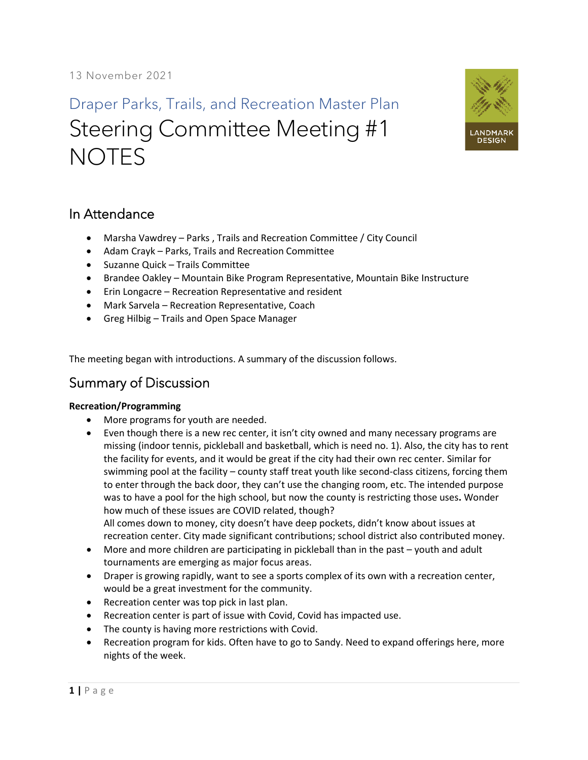13 November 2021

Draper Parks, Trails, and Recreation Master Plan

# Steering Committee Meeting #1 NOTES

## In Attendance

- Marsha Vawdrey – Parks , Trails and Recreation Committee / City Council
- Adam Crayk – Parks, Trails and Recreation Committee
- Suzanne Quick – Trails Committee
- Brandee Oakley – Mountain Bike Program Representative, Mountain Bike Instructure
- Erin Longacre – Recreation Representative and resident
- Mark Sarvela – Recreation Representative, Coach
- Greg Hilbig – Trails and Open Space Manager

The meeting began with introductions. A summary of the discussion follows.

## Summary of Discussion

**Recreation/Programming**

- More programs for youth are needed.
- Even though there is a new rec center, it isn't city owned and many necessary programs are missing (indoor tennis, pickleball and basketball, which is need no. 1). Also, the city has to rent the facility for events, and it would be great if the city had their own rec center. Similar for swimming pool at the facility – county staff treat youth like second-class citizens, forcing them to enter through the back door, they can't use the changing room, etc. The intended purpose was to have a pool for the high school, but now the county is restricting those uses**.** Wonder how much of these issues are COVID related, though?
  All comes down to money, city doesn't have deep pockets, didn't know about issues at recreation center. City made significant contributions; school district also contributed money.
- More and more children are participating in pickleball than in the past – youth and adult tournaments are emerging as major focus areas.
- Draper is growing rapidly, want to see a sports complex of its own with a recreation center, would be a great investment for the community.
- Recreation center was top pick in last plan.
- Recreation center is part of issue with Covid, Covid has impacted use.
- The county is having more restrictions with Covid.
- Recreation program for kids. Often have to go to Sandy. Need to expand offerings here, more nights of the week.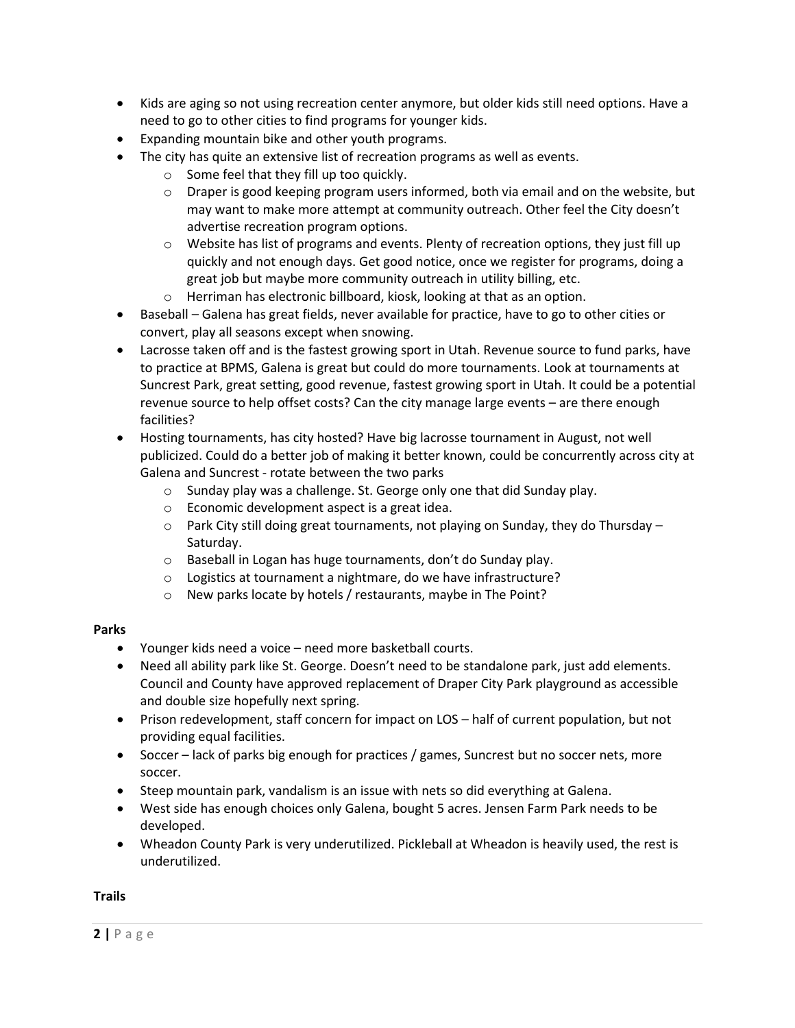- Kids are aging so not using recreation center anymore, but older kids still need options. Have a need to go to other cities to find programs for younger kids.
- Expanding mountain bike and other youth programs.
- The city has quite an extensive list of recreation programs as well as events.
    - Some feel that they fill up too quickly.
    - Draper is good keeping program users informed, both via email and on the website, but may want to make more attempt at community outreach. Other feel the City doesn't advertise recreation program options.
    - Website has list of programs and events. Plenty of recreation options, they just fill up quickly and not enough days. Get good notice, once we register for programs, doing a great job but maybe more community outreach in utility billing, etc.
    - Herriman has electronic billboard, kiosk, looking at that as an option.
- Baseball – Galena has great fields, never available for practice, have to go to other cities or convert, play all seasons except when snowing.
- Lacrosse taken off and is the fastest growing sport in Utah. Revenue source to fund parks, have to practice at BPMS, Galena is great but could do more tournaments. Look at tournaments at Suncrest Park, great setting, good revenue, fastest growing sport in Utah. It could be a potential revenue source to help offset costs? Can the city manage large events – are there enough facilities?
- Hosting tournaments, has city hosted? Have big lacrosse tournament in August, not well publicized. Could do a better job of making it better known, could be concurrently across city at Galena and Suncrest - rotate between the two parks
    - Sunday play was a challenge. St. George only one that did Sunday play.
    - Economic development aspect is a great idea.
    - Park City still doing great tournaments, not playing on Sunday, they do Thursday – Saturday.
    - Baseball in Logan has huge tournaments, don't do Sunday play.
    - Logistics at tournament a nightmare, do we have infrastructure?
    - New parks locate by hotels / restaurants, maybe in The Point?

**Parks**

- Younger kids need a voice – need more basketball courts.
- Need all ability park like St. George. Doesn't need to be standalone park, just add elements. Council and County have approved replacement of Draper City Park playground as accessible and double size hopefully next spring.
- Prison redevelopment, staff concern for impact on LOS – half of current population, but not providing equal facilities.
- Soccer – lack of parks big enough for practices / games, Suncrest but no soccer nets, more soccer.
- Steep mountain park, vandalism is an issue with nets so did everything at Galena.
- West side has enough choices only Galena, bought 5 acres. Jensen Farm Park needs to be developed.
- Wheadon County Park is very underutilized. Pickleball at Wheadon is heavily used, the rest is underutilized.

**Trails**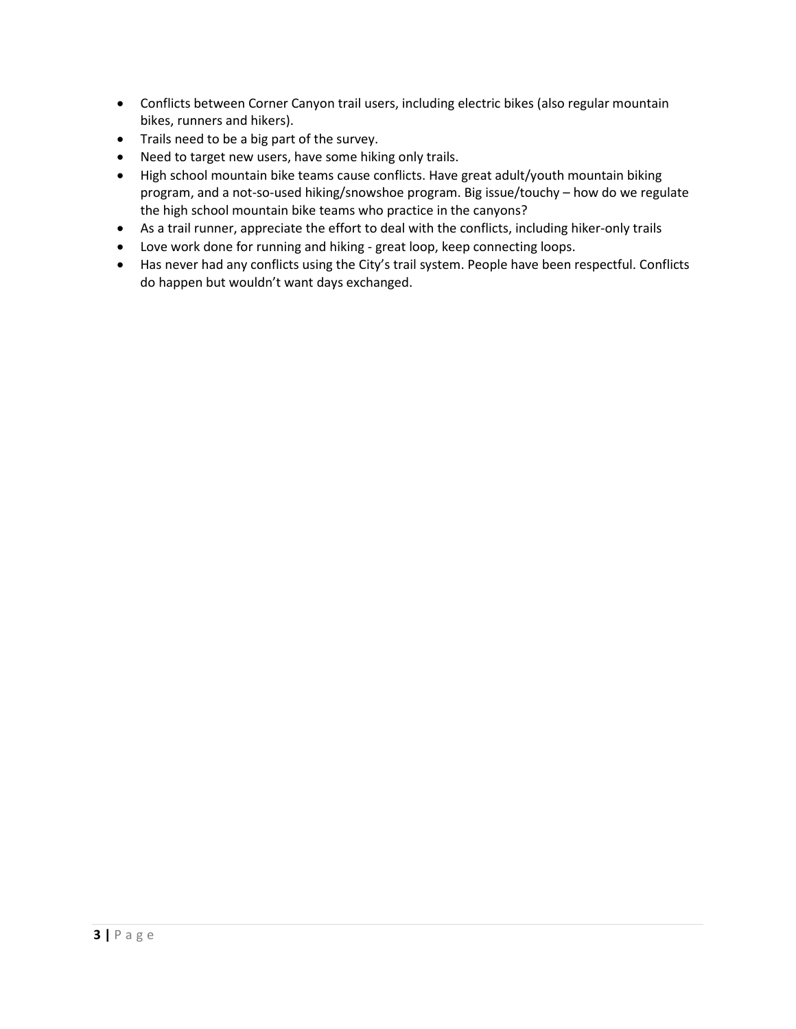- Conflicts between Corner Canyon trail users, including electric bikes (also regular mountain bikes, runners and hikers).
- Trails need to be a big part of the survey.
- Need to target new users, have some hiking only trails.
- High school mountain bike teams cause conflicts. Have great adult/youth mountain biking program, and a not-so-used hiking/snowshoe program. Big issue/touchy – how do we regulate the high school mountain bike teams who practice in the canyons?
- As a trail runner, appreciate the effort to deal with the conflicts, including hiker-only trails
- Love work done for running and hiking - great loop, keep connecting loops.
- Has never had any conflicts using the City's trail system. People have been respectful. Conflicts do happen but wouldn't want days exchanged.